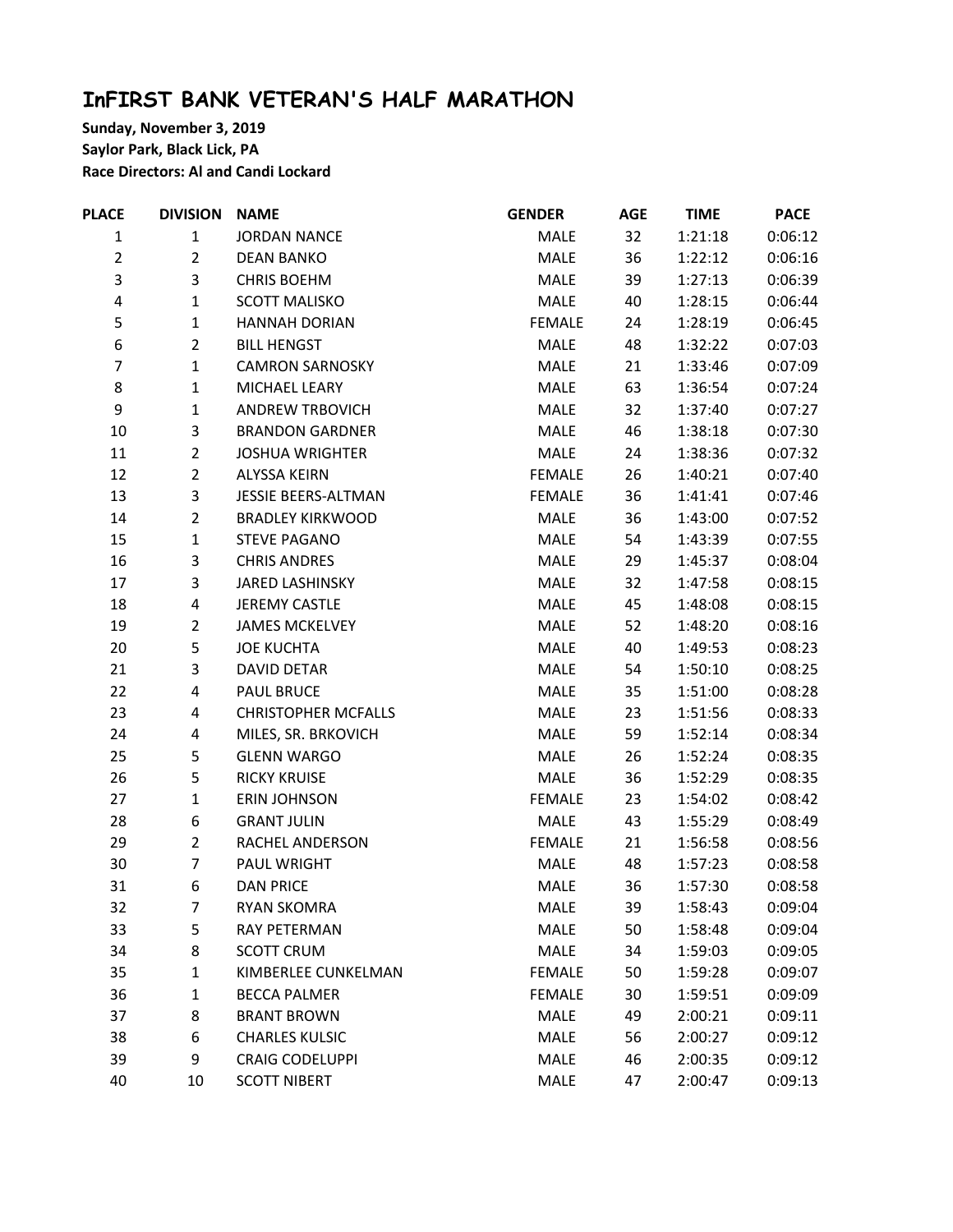# InFIRST BANK VETERAN'S HALF MARATHON

**Sunday, November 3, 2019**
**Saylor Park, Black Lick, PA**
**Race Directors: Al and Candi Lockard**

| PLACE | DIVISION | NAME | GENDER | AGE | TIME | PACE |
|---|---|---|---|---|---|---|
| 1 | 1 | JORDAN NANCE | MALE | 32 | 1:21:18 | 0:06:12 |
| 2 | 2 | DEAN BANKO | MALE | 36 | 1:22:12 | 0:06:16 |
| 3 | 3 | CHRIS BOEHM | MALE | 39 | 1:27:13 | 0:06:39 |
| 4 | 1 | SCOTT MALISKO | MALE | 40 | 1:28:15 | 0:06:44 |
| 5 | 1 | HANNAH DORIAN | FEMALE | 24 | 1:28:19 | 0:06:45 |
| 6 | 2 | BILL HENGST | MALE | 48 | 1:32:22 | 0:07:03 |
| 7 | 1 | CAMRON SARNOSKY | MALE | 21 | 1:33:46 | 0:07:09 |
| 8 | 1 | MICHAEL LEARY | MALE | 63 | 1:36:54 | 0:07:24 |
| 9 | 1 | ANDREW TRBOVICH | MALE | 32 | 1:37:40 | 0:07:27 |
| 10 | 3 | BRANDON GARDNER | MALE | 46 | 1:38:18 | 0:07:30 |
| 11 | 2 | JOSHUA WRIGHTER | MALE | 24 | 1:38:36 | 0:07:32 |
| 12 | 2 | ALYSSA KEIRN | FEMALE | 26 | 1:40:21 | 0:07:40 |
| 13 | 3 | JESSIE BEERS-ALTMAN | FEMALE | 36 | 1:41:41 | 0:07:46 |
| 14 | 2 | BRADLEY KIRKWOOD | MALE | 36 | 1:43:00 | 0:07:52 |
| 15 | 1 | STEVE PAGANO | MALE | 54 | 1:43:39 | 0:07:55 |
| 16 | 3 | CHRIS ANDRES | MALE | 29 | 1:45:37 | 0:08:04 |
| 17 | 3 | JARED LASHINSKY | MALE | 32 | 1:47:58 | 0:08:15 |
| 18 | 4 | JEREMY CASTLE | MALE | 45 | 1:48:08 | 0:08:15 |
| 19 | 2 | JAMES MCKELVEY | MALE | 52 | 1:48:20 | 0:08:16 |
| 20 | 5 | JOE KUCHTA | MALE | 40 | 1:49:53 | 0:08:23 |
| 21 | 3 | DAVID DETAR | MALE | 54 | 1:50:10 | 0:08:25 |
| 22 | 4 | PAUL BRUCE | MALE | 35 | 1:51:00 | 0:08:28 |
| 23 | 4 | CHRISTOPHER MCFALLS | MALE | 23 | 1:51:56 | 0:08:33 |
| 24 | 4 | MILES, SR. BRKOVICH | MALE | 59 | 1:52:14 | 0:08:34 |
| 25 | 5 | GLENN WARGO | MALE | 26 | 1:52:24 | 0:08:35 |
| 26 | 5 | RICKY KRUISE | MALE | 36 | 1:52:29 | 0:08:35 |
| 27 | 1 | ERIN JOHNSON | FEMALE | 23 | 1:54:02 | 0:08:42 |
| 28 | 6 | GRANT JULIN | MALE | 43 | 1:55:29 | 0:08:49 |
| 29 | 2 | RACHEL ANDERSON | FEMALE | 21 | 1:56:58 | 0:08:56 |
| 30 | 7 | PAUL WRIGHT | MALE | 48 | 1:57:23 | 0:08:58 |
| 31 | 6 | DAN PRICE | MALE | 36 | 1:57:30 | 0:08:58 |
| 32 | 7 | RYAN SKOMRA | MALE | 39 | 1:58:43 | 0:09:04 |
| 33 | 5 | RAY PETERMAN | MALE | 50 | 1:58:48 | 0:09:04 |
| 34 | 8 | SCOTT CRUM | MALE | 34 | 1:59:03 | 0:09:05 |
| 35 | 1 | KIMBERLEE CUNKELMAN | FEMALE | 50 | 1:59:28 | 0:09:07 |
| 36 | 1 | BECCA PALMER | FEMALE | 30 | 1:59:51 | 0:09:09 |
| 37 | 8 | BRANT BROWN | MALE | 49 | 2:00:21 | 0:09:11 |
| 38 | 6 | CHARLES KULSIC | MALE | 56 | 2:00:27 | 0:09:12 |
| 39 | 9 | CRAIG CODELUPPI | MALE | 46 | 2:00:35 | 0:09:12 |
| 40 | 10 | SCOTT NIBERT | MALE | 47 | 2:00:47 | 0:09:13 |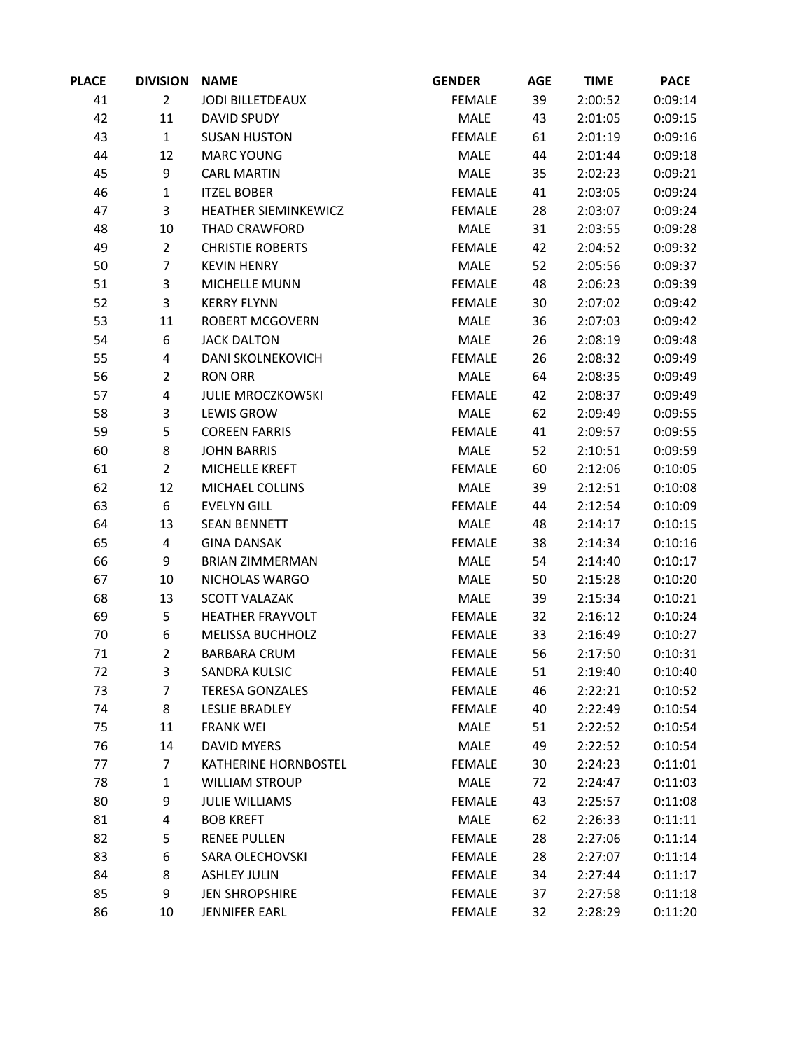| PLACE | DIVISION | NAME | GENDER | AGE | TIME | PACE |
|---|---|---|---|---|---|---|
| 41 | 2 | JODI BILLETDEAUX | FEMALE | 39 | 2:00:52 | 0:09:14 |
| 42 | 11 | DAVID SPUDY | MALE | 43 | 2:01:05 | 0:09:15 |
| 43 | 1 | SUSAN HUSTON | FEMALE | 61 | 2:01:19 | 0:09:16 |
| 44 | 12 | MARC YOUNG | MALE | 44 | 2:01:44 | 0:09:18 |
| 45 | 9 | CARL MARTIN | MALE | 35 | 2:02:23 | 0:09:21 |
| 46 | 1 | ITZEL BOBER | FEMALE | 41 | 2:03:05 | 0:09:24 |
| 47 | 3 | HEATHER SIEMINKEWICZ | FEMALE | 28 | 2:03:07 | 0:09:24 |
| 48 | 10 | THAD CRAWFORD | MALE | 31 | 2:03:55 | 0:09:28 |
| 49 | 2 | CHRISTIE ROBERTS | FEMALE | 42 | 2:04:52 | 0:09:32 |
| 50 | 7 | KEVIN HENRY | MALE | 52 | 2:05:56 | 0:09:37 |
| 51 | 3 | MICHELLE MUNN | FEMALE | 48 | 2:06:23 | 0:09:39 |
| 52 | 3 | KERRY FLYNN | FEMALE | 30 | 2:07:02 | 0:09:42 |
| 53 | 11 | ROBERT MCGOVERN | MALE | 36 | 2:07:03 | 0:09:42 |
| 54 | 6 | JACK DALTON | MALE | 26 | 2:08:19 | 0:09:48 |
| 55 | 4 | DANI SKOLNEKOVICH | FEMALE | 26 | 2:08:32 | 0:09:49 |
| 56 | 2 | RON ORR | MALE | 64 | 2:08:35 | 0:09:49 |
| 57 | 4 | JULIE MROCZKOWSKI | FEMALE | 42 | 2:08:37 | 0:09:49 |
| 58 | 3 | LEWIS GROW | MALE | 62 | 2:09:49 | 0:09:55 |
| 59 | 5 | COREEN FARRIS | FEMALE | 41 | 2:09:57 | 0:09:55 |
| 60 | 8 | JOHN BARRIS | MALE | 52 | 2:10:51 | 0:09:59 |
| 61 | 2 | MICHELLE KREFT | FEMALE | 60 | 2:12:06 | 0:10:05 |
| 62 | 12 | MICHAEL COLLINS | MALE | 39 | 2:12:51 | 0:10:08 |
| 63 | 6 | EVELYN GILL | FEMALE | 44 | 2:12:54 | 0:10:09 |
| 64 | 13 | SEAN BENNETT | MALE | 48 | 2:14:17 | 0:10:15 |
| 65 | 4 | GINA DANSAK | FEMALE | 38 | 2:14:34 | 0:10:16 |
| 66 | 9 | BRIAN ZIMMERMAN | MALE | 54 | 2:14:40 | 0:10:17 |
| 67 | 10 | NICHOLAS WARGO | MALE | 50 | 2:15:28 | 0:10:20 |
| 68 | 13 | SCOTT VALAZAK | MALE | 39 | 2:15:34 | 0:10:21 |
| 69 | 5 | HEATHER FRAYVOLT | FEMALE | 32 | 2:16:12 | 0:10:24 |
| 70 | 6 | MELISSA BUCHHOLZ | FEMALE | 33 | 2:16:49 | 0:10:27 |
| 71 | 2 | BARBARA CRUM | FEMALE | 56 | 2:17:50 | 0:10:31 |
| 72 | 3 | SANDRA KULSIC | FEMALE | 51 | 2:19:40 | 0:10:40 |
| 73 | 7 | TERESA GONZALES | FEMALE | 46 | 2:22:21 | 0:10:52 |
| 74 | 8 | LESLIE BRADLEY | FEMALE | 40 | 2:22:49 | 0:10:54 |
| 75 | 11 | FRANK WEI | MALE | 51 | 2:22:52 | 0:10:54 |
| 76 | 14 | DAVID MYERS | MALE | 49 | 2:22:52 | 0:10:54 |
| 77 | 7 | KATHERINE HORNBOSTEL | FEMALE | 30 | 2:24:23 | 0:11:01 |
| 78 | 1 | WILLIAM STROUP | MALE | 72 | 2:24:47 | 0:11:03 |
| 80 | 9 | JULIE WILLIAMS | FEMALE | 43 | 2:25:57 | 0:11:08 |
| 81 | 4 | BOB KREFT | MALE | 62 | 2:26:33 | 0:11:11 |
| 82 | 5 | RENEE PULLEN | FEMALE | 28 | 2:27:06 | 0:11:14 |
| 83 | 6 | SARA OLECHOVSKI | FEMALE | 28 | 2:27:07 | 0:11:14 |
| 84 | 8 | ASHLEY JULIN | FEMALE | 34 | 2:27:44 | 0:11:17 |
| 85 | 9 | JEN SHROPSHIRE | FEMALE | 37 | 2:27:58 | 0:11:18 |
| 86 | 10 | JENNIFER EARL | FEMALE | 32 | 2:28:29 | 0:11:20 |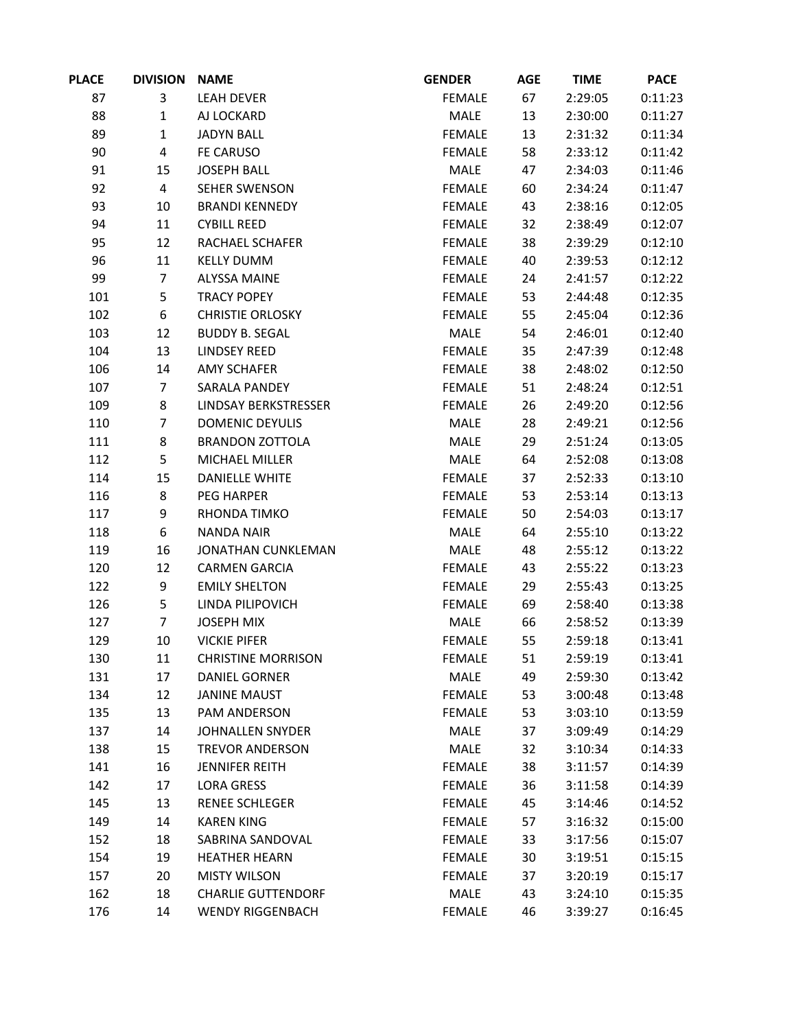| PLACE | DIVISION | NAME | GENDER | AGE | TIME | PACE |
|---|---|---|---|---|---|---|
| 87 | 3 | LEAH DEVER | FEMALE | 67 | 2:29:05 | 0:11:23 |
| 88 | 1 | AJ LOCKARD | MALE | 13 | 2:30:00 | 0:11:27 |
| 89 | 1 | JADYN BALL | FEMALE | 13 | 2:31:32 | 0:11:34 |
| 90 | 4 | FE CARUSO | FEMALE | 58 | 2:33:12 | 0:11:42 |
| 91 | 15 | JOSEPH BALL | MALE | 47 | 2:34:03 | 0:11:46 |
| 92 | 4 | SEHER SWENSON | FEMALE | 60 | 2:34:24 | 0:11:47 |
| 93 | 10 | BRANDI KENNEDY | FEMALE | 43 | 2:38:16 | 0:12:05 |
| 94 | 11 | CYBILL REED | FEMALE | 32 | 2:38:49 | 0:12:07 |
| 95 | 12 | RACHAEL SCHAFER | FEMALE | 38 | 2:39:29 | 0:12:10 |
| 96 | 11 | KELLY DUMM | FEMALE | 40 | 2:39:53 | 0:12:12 |
| 99 | 7 | ALYSSA MAINE | FEMALE | 24 | 2:41:57 | 0:12:22 |
| 101 | 5 | TRACY POPEY | FEMALE | 53 | 2:44:48 | 0:12:35 |
| 102 | 6 | CHRISTIE ORLOSKY | FEMALE | 55 | 2:45:04 | 0:12:36 |
| 103 | 12 | BUDDY B. SEGAL | MALE | 54 | 2:46:01 | 0:12:40 |
| 104 | 13 | LINDSEY REED | FEMALE | 35 | 2:47:39 | 0:12:48 |
| 106 | 14 | AMY SCHAFER | FEMALE | 38 | 2:48:02 | 0:12:50 |
| 107 | 7 | SARALA PANDEY | FEMALE | 51 | 2:48:24 | 0:12:51 |
| 109 | 8 | LINDSAY BERKSTRESSER | FEMALE | 26 | 2:49:20 | 0:12:56 |
| 110 | 7 | DOMENIC DEYULIS | MALE | 28 | 2:49:21 | 0:12:56 |
| 111 | 8 | BRANDON ZOTTOLA | MALE | 29 | 2:51:24 | 0:13:05 |
| 112 | 5 | MICHAEL MILLER | MALE | 64 | 2:52:08 | 0:13:08 |
| 114 | 15 | DANIELLE WHITE | FEMALE | 37 | 2:52:33 | 0:13:10 |
| 116 | 8 | PEG HARPER | FEMALE | 53 | 2:53:14 | 0:13:13 |
| 117 | 9 | RHONDA TIMKO | FEMALE | 50 | 2:54:03 | 0:13:17 |
| 118 | 6 | NANDA NAIR | MALE | 64 | 2:55:10 | 0:13:22 |
| 119 | 16 | JONATHAN CUNKLEMAN | MALE | 48 | 2:55:12 | 0:13:22 |
| 120 | 12 | CARMEN GARCIA | FEMALE | 43 | 2:55:22 | 0:13:23 |
| 122 | 9 | EMILY SHELTON | FEMALE | 29 | 2:55:43 | 0:13:25 |
| 126 | 5 | LINDA PILIPOVICH | FEMALE | 69 | 2:58:40 | 0:13:38 |
| 127 | 7 | JOSEPH MIX | MALE | 66 | 2:58:52 | 0:13:39 |
| 129 | 10 | VICKIE PIFER | FEMALE | 55 | 2:59:18 | 0:13:41 |
| 130 | 11 | CHRISTINE MORRISON | FEMALE | 51 | 2:59:19 | 0:13:41 |
| 131 | 17 | DANIEL GORNER | MALE | 49 | 2:59:30 | 0:13:42 |
| 134 | 12 | JANINE MAUST | FEMALE | 53 | 3:00:48 | 0:13:48 |
| 135 | 13 | PAM ANDERSON | FEMALE | 53 | 3:03:10 | 0:13:59 |
| 137 | 14 | JOHNALLEN SNYDER | MALE | 37 | 3:09:49 | 0:14:29 |
| 138 | 15 | TREVOR ANDERSON | MALE | 32 | 3:10:34 | 0:14:33 |
| 141 | 16 | JENNIFER REITH | FEMALE | 38 | 3:11:57 | 0:14:39 |
| 142 | 17 | LORA GRESS | FEMALE | 36 | 3:11:58 | 0:14:39 |
| 145 | 13 | RENEE SCHLEGER | FEMALE | 45 | 3:14:46 | 0:14:52 |
| 149 | 14 | KAREN KING | FEMALE | 57 | 3:16:32 | 0:15:00 |
| 152 | 18 | SABRINA SANDOVAL | FEMALE | 33 | 3:17:56 | 0:15:07 |
| 154 | 19 | HEATHER HEARN | FEMALE | 30 | 3:19:51 | 0:15:15 |
| 157 | 20 | MISTY WILSON | FEMALE | 37 | 3:20:19 | 0:15:17 |
| 162 | 18 | CHARLIE GUTTENDORF | MALE | 43 | 3:24:10 | 0:15:35 |
| 176 | 14 | WENDY RIGGENBACH | FEMALE | 46 | 3:39:27 | 0:16:45 |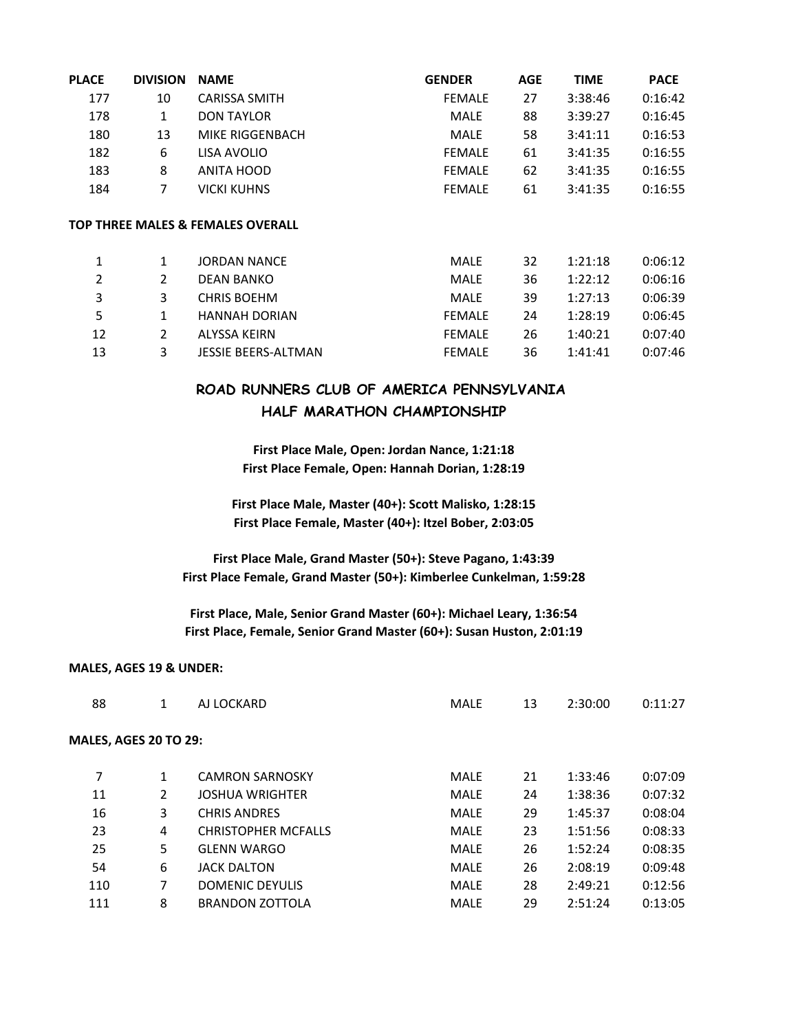| PLACE | DIVISION | NAME | GENDER | AGE | TIME | PACE |
|---|---|---|---|---|---|---|
| 177 | 10 | CARISSA SMITH | FEMALE | 27 | 3:38:46 | 0:16:42 |
| 178 | 1 | DON TAYLOR | MALE | 88 | 3:39:27 | 0:16:45 |
| 180 | 13 | MIKE RIGGENBACH | MALE | 58 | 3:41:11 | 0:16:53 |
| 182 | 6 | LISA AVOLIO | FEMALE | 61 | 3:41:35 | 0:16:55 |
| 183 | 8 | ANITA HOOD | FEMALE | 62 | 3:41:35 | 0:16:55 |
| 184 | 7 | VICKI KUHNS | FEMALE | 61 | 3:41:35 | 0:16:55 |

**TOP THREE MALES & FEMALES OVERALL**

| PLACE | DIVISION | NAME | GENDER | AGE | TIME | PACE |
|---|---|---|---|---|---|---|
| 1 | 1 | JORDAN NANCE | MALE | 32 | 1:21:18 | 0:06:12 |
| 2 | 2 | DEAN BANKO | MALE | 36 | 1:22:12 | 0:06:16 |
| 3 | 3 | CHRIS BOEHM | MALE | 39 | 1:27:13 | 0:06:39 |
| 5 | 1 | HANNAH DORIAN | FEMALE | 24 | 1:28:19 | 0:06:45 |
| 12 | 2 | ALYSSA KEIRN | FEMALE | 26 | 1:40:21 | 0:07:40 |
| 13 | 3 | JESSIE BEERS-ALTMAN | FEMALE | 36 | 1:41:41 | 0:07:46 |

## ROAD RUNNERS CLUB OF AMERICA PENNSYLVANIA HALF MARATHON CHAMPIONSHIP

**First Place Male, Open: Jordan Nance, 1:21:18**
**First Place Female, Open: Hannah Dorian, 1:28:19**

**First Place Male, Master (40+): Scott Malisko, 1:28:15**
**First Place Female, Master (40+): Itzel Bober, 2:03:05**

**First Place Male, Grand Master (50+): Steve Pagano, 1:43:39**
**First Place Female, Grand Master (50+): Kimberlee Cunkelman, 1:59:28**

**First Place, Male, Senior Grand Master (60+): Michael Leary, 1:36:54**
**First Place, Female, Senior Grand Master (60+): Susan Huston, 2:01:19**

**MALES, AGES 19 & UNDER:**

| PLACE | DIVISION | NAME | GENDER | AGE | TIME | PACE |
|---|---|---|---|---|---|---|
| 88 | 1 | AJ LOCKARD | MALE | 13 | 2:30:00 | 0:11:27 |

**MALES, AGES 20 TO 29:**

| PLACE | DIVISION | NAME | GENDER | AGE | TIME | PACE |
|---|---|---|---|---|---|---|
| 7 | 1 | CAMRON SARNOSKY | MALE | 21 | 1:33:46 | 0:07:09 |
| 11 | 2 | JOSHUA WRIGHTER | MALE | 24 | 1:38:36 | 0:07:32 |
| 16 | 3 | CHRIS ANDRES | MALE | 29 | 1:45:37 | 0:08:04 |
| 23 | 4 | CHRISTOPHER MCFALLS | MALE | 23 | 1:51:56 | 0:08:33 |
| 25 | 5 | GLENN WARGO | MALE | 26 | 1:52:24 | 0:08:35 |
| 54 | 6 | JACK DALTON | MALE | 26 | 2:08:19 | 0:09:48 |
| 110 | 7 | DOMENIC DEYULIS | MALE | 28 | 2:49:21 | 0:12:56 |
| 111 | 8 | BRANDON ZOTTOLA | MALE | 29 | 2:51:24 | 0:13:05 |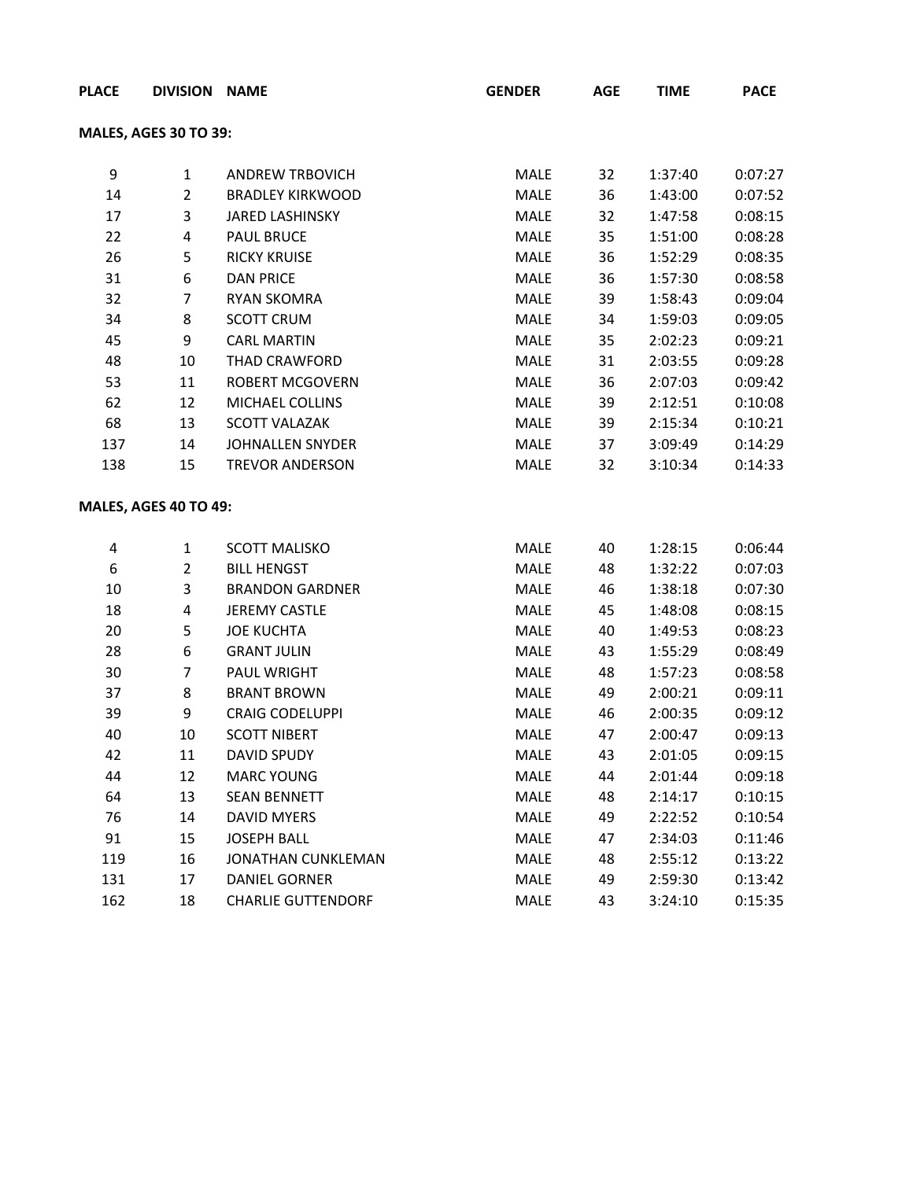| PLACE | DIVISION | NAME | GENDER | AGE | TIME | PACE |
|---|---|---|---|---|---|---|

**MALES, AGES 30 TO 39:**

| PLACE | DIVISION | NAME | GENDER | AGE | TIME | PACE |
|---|---|---|---|---|---|---|
| 9 | 1 | ANDREW TRBOVICH | MALE | 32 | 1:37:40 | 0:07:27 |
| 14 | 2 | BRADLEY KIRKWOOD | MALE | 36 | 1:43:00 | 0:07:52 |
| 17 | 3 | JARED LASHINSKY | MALE | 32 | 1:47:58 | 0:08:15 |
| 22 | 4 | PAUL BRUCE | MALE | 35 | 1:51:00 | 0:08:28 |
| 26 | 5 | RICKY KRUISE | MALE | 36 | 1:52:29 | 0:08:35 |
| 31 | 6 | DAN PRICE | MALE | 36 | 1:57:30 | 0:08:58 |
| 32 | 7 | RYAN SKOMRA | MALE | 39 | 1:58:43 | 0:09:04 |
| 34 | 8 | SCOTT CRUM | MALE | 34 | 1:59:03 | 0:09:05 |
| 45 | 9 | CARL MARTIN | MALE | 35 | 2:02:23 | 0:09:21 |
| 48 | 10 | THAD CRAWFORD | MALE | 31 | 2:03:55 | 0:09:28 |
| 53 | 11 | ROBERT MCGOVERN | MALE | 36 | 2:07:03 | 0:09:42 |
| 62 | 12 | MICHAEL COLLINS | MALE | 39 | 2:12:51 | 0:10:08 |
| 68 | 13 | SCOTT VALAZAK | MALE | 39 | 2:15:34 | 0:10:21 |
| 137 | 14 | JOHNALLEN SNYDER | MALE | 37 | 3:09:49 | 0:14:29 |
| 138 | 15 | TREVOR ANDERSON | MALE | 32 | 3:10:34 | 0:14:33 |

**MALES, AGES 40 TO 49:**

| PLACE | DIVISION | NAME | GENDER | AGE | TIME | PACE |
|---|---|---|---|---|---|---|
| 4 | 1 | SCOTT MALISKO | MALE | 40 | 1:28:15 | 0:06:44 |
| 6 | 2 | BILL HENGST | MALE | 48 | 1:32:22 | 0:07:03 |
| 10 | 3 | BRANDON GARDNER | MALE | 46 | 1:38:18 | 0:07:30 |
| 18 | 4 | JEREMY CASTLE | MALE | 45 | 1:48:08 | 0:08:15 |
| 20 | 5 | JOE KUCHTA | MALE | 40 | 1:49:53 | 0:08:23 |
| 28 | 6 | GRANT JULIN | MALE | 43 | 1:55:29 | 0:08:49 |
| 30 | 7 | PAUL WRIGHT | MALE | 48 | 1:57:23 | 0:08:58 |
| 37 | 8 | BRANT BROWN | MALE | 49 | 2:00:21 | 0:09:11 |
| 39 | 9 | CRAIG CODELUPPI | MALE | 46 | 2:00:35 | 0:09:12 |
| 40 | 10 | SCOTT NIBERT | MALE | 47 | 2:00:47 | 0:09:13 |
| 42 | 11 | DAVID SPUDY | MALE | 43 | 2:01:05 | 0:09:15 |
| 44 | 12 | MARC YOUNG | MALE | 44 | 2:01:44 | 0:09:18 |
| 64 | 13 | SEAN BENNETT | MALE | 48 | 2:14:17 | 0:10:15 |
| 76 | 14 | DAVID MYERS | MALE | 49 | 2:22:52 | 0:10:54 |
| 91 | 15 | JOSEPH BALL | MALE | 47 | 2:34:03 | 0:11:46 |
| 119 | 16 | JONATHAN CUNKLEMAN | MALE | 48 | 2:55:12 | 0:13:22 |
| 131 | 17 | DANIEL GORNER | MALE | 49 | 2:59:30 | 0:13:42 |
| 162 | 18 | CHARLIE GUTTENDORF | MALE | 43 | 3:24:10 | 0:15:35 |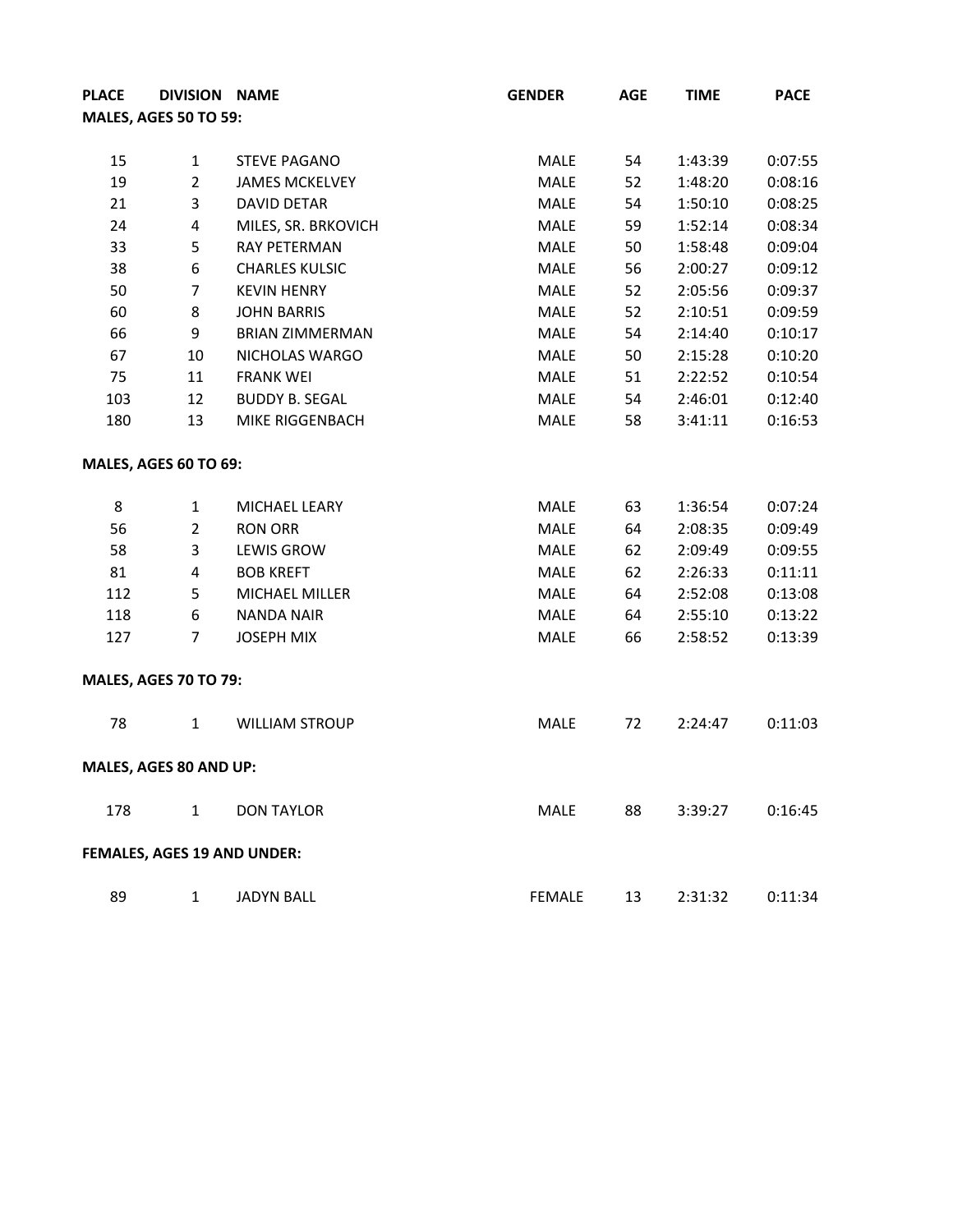| PLACE | DIVISION | NAME | GENDER | AGE | TIME | PACE |
|---|---|---|---|---|---|---|
| **MALES, AGES 50 TO 59:** | | | | | | |
| 15 | 1 | STEVE PAGANO | MALE | 54 | 1:43:39 | 0:07:55 |
| 19 | 2 | JAMES MCKELVEY | MALE | 52 | 1:48:20 | 0:08:16 |
| 21 | 3 | DAVID DETAR | MALE | 54 | 1:50:10 | 0:08:25 |
| 24 | 4 | MILES, SR. BRKOVICH | MALE | 59 | 1:52:14 | 0:08:34 |
| 33 | 5 | RAY PETERMAN | MALE | 50 | 1:58:48 | 0:09:04 |
| 38 | 6 | CHARLES KULSIC | MALE | 56 | 2:00:27 | 0:09:12 |
| 50 | 7 | KEVIN HENRY | MALE | 52 | 2:05:56 | 0:09:37 |
| 60 | 8 | JOHN BARRIS | MALE | 52 | 2:10:51 | 0:09:59 |
| 66 | 9 | BRIAN ZIMMERMAN | MALE | 54 | 2:14:40 | 0:10:17 |
| 67 | 10 | NICHOLAS WARGO | MALE | 50 | 2:15:28 | 0:10:20 |
| 75 | 11 | FRANK WEI | MALE | 51 | 2:22:52 | 0:10:54 |
| 103 | 12 | BUDDY B. SEGAL | MALE | 54 | 2:46:01 | 0:12:40 |
| 180 | 13 | MIKE RIGGENBACH | MALE | 58 | 3:41:11 | 0:16:53 |
| **MALES, AGES 60 TO 69:** | | | | | | |
| 8 | 1 | MICHAEL LEARY | MALE | 63 | 1:36:54 | 0:07:24 |
| 56 | 2 | RON ORR | MALE | 64 | 2:08:35 | 0:09:49 |
| 58 | 3 | LEWIS GROW | MALE | 62 | 2:09:49 | 0:09:55 |
| 81 | 4 | BOB KREFT | MALE | 62 | 2:26:33 | 0:11:11 |
| 112 | 5 | MICHAEL MILLER | MALE | 64 | 2:52:08 | 0:13:08 |
| 118 | 6 | NANDA NAIR | MALE | 64 | 2:55:10 | 0:13:22 |
| 127 | 7 | JOSEPH MIX | MALE | 66 | 2:58:52 | 0:13:39 |
| **MALES, AGES 70 TO 79:** | | | | | | |
| 78 | 1 | WILLIAM STROUP | MALE | 72 | 2:24:47 | 0:11:03 |
| **MALES, AGES 80 AND UP:** | | | | | | |
| 178 | 1 | DON TAYLOR | MALE | 88 | 3:39:27 | 0:16:45 |
| **FEMALES, AGES 19 AND UNDER:** | | | | | | |
| 89 | 1 | JADYN BALL | FEMALE | 13 | 2:31:32 | 0:11:34 |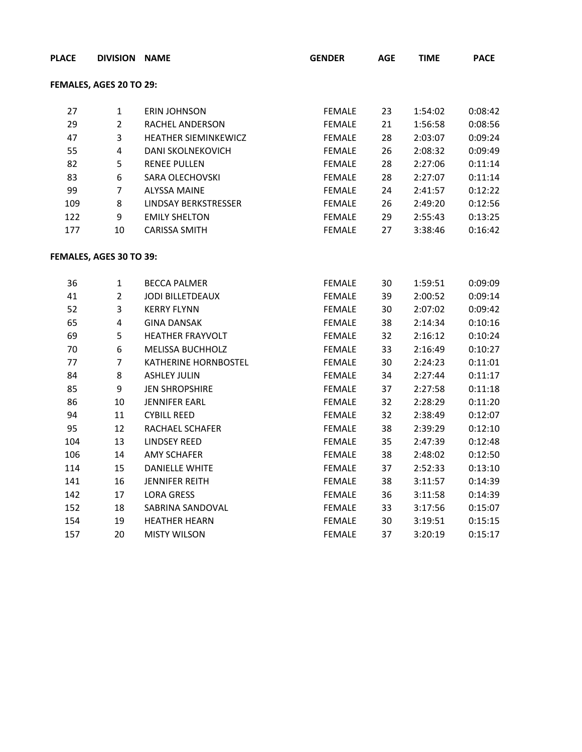| PLACE | DIVISION | NAME | GENDER | AGE | TIME | PACE |
|---|---|---|---|---|---|---|

**FEMALES, AGES 20 TO 29:**

| PLACE | DIVISION | NAME | GENDER | AGE | TIME | PACE |
|---|---|---|---|---|---|---|
| 27 | 1 | ERIN JOHNSON | FEMALE | 23 | 1:54:02 | 0:08:42 |
| 29 | 2 | RACHEL ANDERSON | FEMALE | 21 | 1:56:58 | 0:08:56 |
| 47 | 3 | HEATHER SIEMINKEWICZ | FEMALE | 28 | 2:03:07 | 0:09:24 |
| 55 | 4 | DANI SKOLNEKOVICH | FEMALE | 26 | 2:08:32 | 0:09:49 |
| 82 | 5 | RENEE PULLEN | FEMALE | 28 | 2:27:06 | 0:11:14 |
| 83 | 6 | SARA OLECHOVSKI | FEMALE | 28 | 2:27:07 | 0:11:14 |
| 99 | 7 | ALYSSA MAINE | FEMALE | 24 | 2:41:57 | 0:12:22 |
| 109 | 8 | LINDSAY BERKSTRESSER | FEMALE | 26 | 2:49:20 | 0:12:56 |
| 122 | 9 | EMILY SHELTON | FEMALE | 29 | 2:55:43 | 0:13:25 |
| 177 | 10 | CARISSA SMITH | FEMALE | 27 | 3:38:46 | 0:16:42 |

**FEMALES, AGES 30 TO 39:**

| PLACE | DIVISION | NAME | GENDER | AGE | TIME | PACE |
|---|---|---|---|---|---|---|
| 36 | 1 | BECCA PALMER | FEMALE | 30 | 1:59:51 | 0:09:09 |
| 41 | 2 | JODI BILLETDEAUX | FEMALE | 39 | 2:00:52 | 0:09:14 |
| 52 | 3 | KERRY FLYNN | FEMALE | 30 | 2:07:02 | 0:09:42 |
| 65 | 4 | GINA DANSAK | FEMALE | 38 | 2:14:34 | 0:10:16 |
| 69 | 5 | HEATHER FRAYVOLT | FEMALE | 32 | 2:16:12 | 0:10:24 |
| 70 | 6 | MELISSA BUCHHOLZ | FEMALE | 33 | 2:16:49 | 0:10:27 |
| 77 | 7 | KATHERINE HORNBOSTEL | FEMALE | 30 | 2:24:23 | 0:11:01 |
| 84 | 8 | ASHLEY JULIN | FEMALE | 34 | 2:27:44 | 0:11:17 |
| 85 | 9 | JEN SHROPSHIRE | FEMALE | 37 | 2:27:58 | 0:11:18 |
| 86 | 10 | JENNIFER EARL | FEMALE | 32 | 2:28:29 | 0:11:20 |
| 94 | 11 | CYBILL REED | FEMALE | 32 | 2:38:49 | 0:12:07 |
| 95 | 12 | RACHAEL SCHAFER | FEMALE | 38 | 2:39:29 | 0:12:10 |
| 104 | 13 | LINDSEY REED | FEMALE | 35 | 2:47:39 | 0:12:48 |
| 106 | 14 | AMY SCHAFER | FEMALE | 38 | 2:48:02 | 0:12:50 |
| 114 | 15 | DANIELLE WHITE | FEMALE | 37 | 2:52:33 | 0:13:10 |
| 141 | 16 | JENNIFER REITH | FEMALE | 38 | 3:11:57 | 0:14:39 |
| 142 | 17 | LORA GRESS | FEMALE | 36 | 3:11:58 | 0:14:39 |
| 152 | 18 | SABRINA SANDOVAL | FEMALE | 33 | 3:17:56 | 0:15:07 |
| 154 | 19 | HEATHER HEARN | FEMALE | 30 | 3:19:51 | 0:15:15 |
| 157 | 20 | MISTY WILSON | FEMALE | 37 | 3:20:19 | 0:15:17 |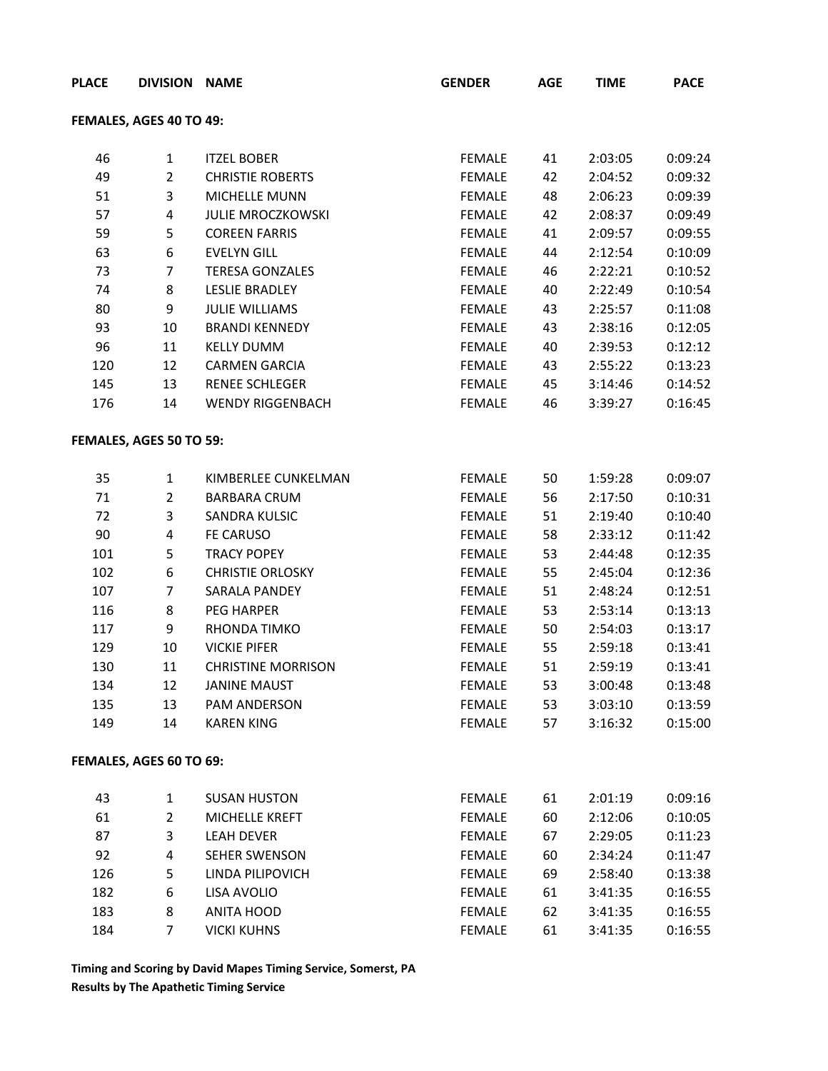| PLACE | DIVISION | NAME | GENDER | AGE | TIME | PACE |
|---|---|---|---|---|---|---|
| **FEMALES, AGES 40 TO 49:** | | | | | | |
| 46 | 1 | ITZEL BOBER | FEMALE | 41 | 2:03:05 | 0:09:24 |
| 49 | 2 | CHRISTIE ROBERTS | FEMALE | 42 | 2:04:52 | 0:09:32 |
| 51 | 3 | MICHELLE MUNN | FEMALE | 48 | 2:06:23 | 0:09:39 |
| 57 | 4 | JULIE MROCZKOWSKI | FEMALE | 42 | 2:08:37 | 0:09:49 |
| 59 | 5 | COREEN FARRIS | FEMALE | 41 | 2:09:57 | 0:09:55 |
| 63 | 6 | EVELYN GILL | FEMALE | 44 | 2:12:54 | 0:10:09 |
| 73 | 7 | TERESA GONZALES | FEMALE | 46 | 2:22:21 | 0:10:52 |
| 74 | 8 | LESLIE BRADLEY | FEMALE | 40 | 2:22:49 | 0:10:54 |
| 80 | 9 | JULIE WILLIAMS | FEMALE | 43 | 2:25:57 | 0:11:08 |
| 93 | 10 | BRANDI KENNEDY | FEMALE | 43 | 2:38:16 | 0:12:05 |
| 96 | 11 | KELLY DUMM | FEMALE | 40 | 2:39:53 | 0:12:12 |
| 120 | 12 | CARMEN GARCIA | FEMALE | 43 | 2:55:22 | 0:13:23 |
| 145 | 13 | RENEE SCHLEGER | FEMALE | 45 | 3:14:46 | 0:14:52 |
| 176 | 14 | WENDY RIGGENBACH | FEMALE | 46 | 3:39:27 | 0:16:45 |
| **FEMALES, AGES 50 TO 59:** | | | | | | |
| 35 | 1 | KIMBERLEE CUNKELMAN | FEMALE | 50 | 1:59:28 | 0:09:07 |
| 71 | 2 | BARBARA CRUM | FEMALE | 56 | 2:17:50 | 0:10:31 |
| 72 | 3 | SANDRA KULSIC | FEMALE | 51 | 2:19:40 | 0:10:40 |
| 90 | 4 | FE CARUSO | FEMALE | 58 | 2:33:12 | 0:11:42 |
| 101 | 5 | TRACY POPEY | FEMALE | 53 | 2:44:48 | 0:12:35 |
| 102 | 6 | CHRISTIE ORLOSKY | FEMALE | 55 | 2:45:04 | 0:12:36 |
| 107 | 7 | SARALA PANDEY | FEMALE | 51 | 2:48:24 | 0:12:51 |
| 116 | 8 | PEG HARPER | FEMALE | 53 | 2:53:14 | 0:13:13 |
| 117 | 9 | RHONDA TIMKO | FEMALE | 50 | 2:54:03 | 0:13:17 |
| 129 | 10 | VICKIE PIFER | FEMALE | 55 | 2:59:18 | 0:13:41 |
| 130 | 11 | CHRISTINE MORRISON | FEMALE | 51 | 2:59:19 | 0:13:41 |
| 134 | 12 | JANINE MAUST | FEMALE | 53 | 3:00:48 | 0:13:48 |
| 135 | 13 | PAM ANDERSON | FEMALE | 53 | 3:03:10 | 0:13:59 |
| 149 | 14 | KAREN KING | FEMALE | 57 | 3:16:32 | 0:15:00 |
| **FEMALES, AGES 60 TO 69:** | | | | | | |
| 43 | 1 | SUSAN HUSTON | FEMALE | 61 | 2:01:19 | 0:09:16 |
| 61 | 2 | MICHELLE KREFT | FEMALE | 60 | 2:12:06 | 0:10:05 |
| 87 | 3 | LEAH DEVER | FEMALE | 67 | 2:29:05 | 0:11:23 |
| 92 | 4 | SEHER SWENSON | FEMALE | 60 | 2:34:24 | 0:11:47 |
| 126 | 5 | LINDA PILIPOVICH | FEMALE | 69 | 2:58:40 | 0:13:38 |
| 182 | 6 | LISA AVOLIO | FEMALE | 61 | 3:41:35 | 0:16:55 |
| 183 | 8 | ANITA HOOD | FEMALE | 62 | 3:41:35 | 0:16:55 |
| 184 | 7 | VICKI KUHNS | FEMALE | 61 | 3:41:35 | 0:16:55 |

**Timing and Scoring by David Mapes Timing Service, Somerst, PA**

**Results by The Apathetic Timing Service**